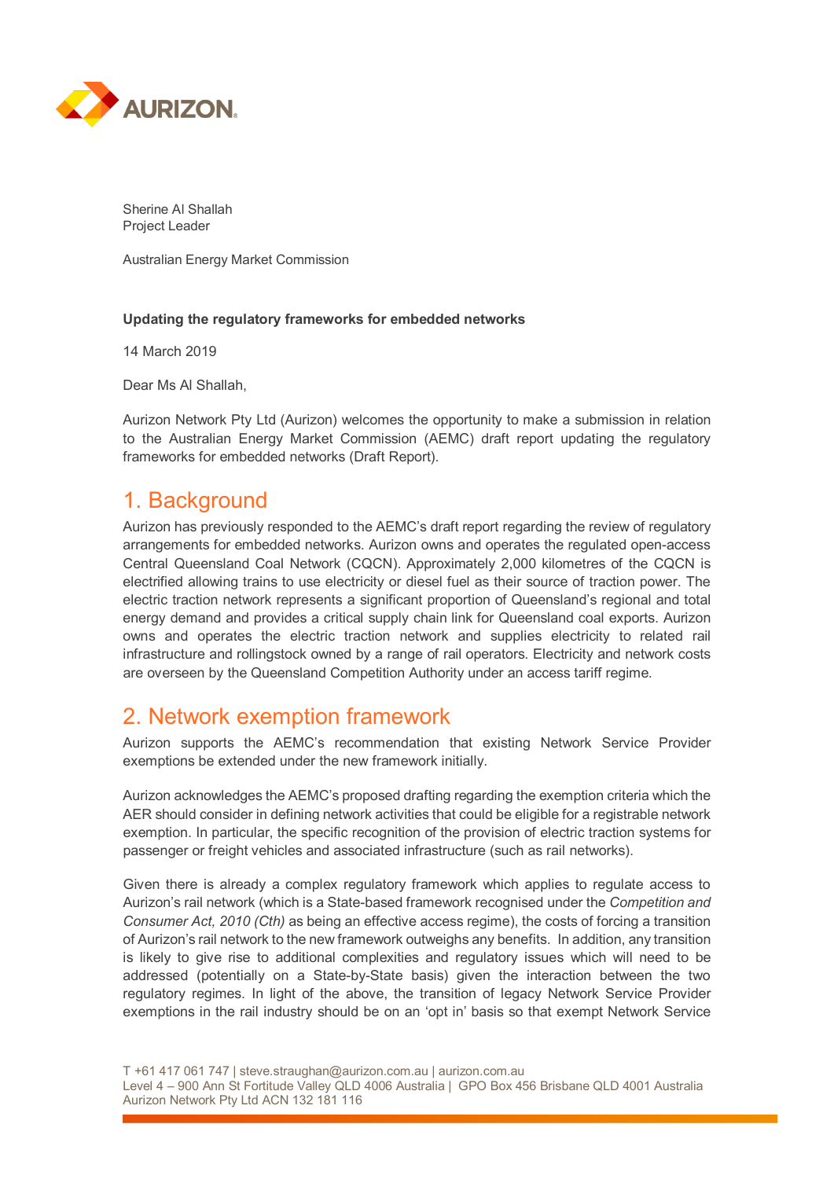AURIZON

Sherine Al Shallah
Project Leader

Australian Energy Market Commission

**Updating the regulatory frameworks for embedded networks**

14 March 2019

Dear Ms Al Shallah,

Aurizon Network Pty Ltd (Aurizon) welcomes the opportunity to make a submission in relation to the Australian Energy Market Commission (AEMC) draft report updating the regulatory frameworks for embedded networks (Draft Report).

## 1. Background

Aurizon has previously responded to the AEMC's draft report regarding the review of regulatory arrangements for embedded networks. Aurizon owns and operates the regulated open-access Central Queensland Coal Network (CQCN). Approximately 2,000 kilometres of the CQCN is electrified allowing trains to use electricity or diesel fuel as their source of traction power. The electric traction network represents a significant proportion of Queensland's regional and total energy demand and provides a critical supply chain link for Queensland coal exports. Aurizon owns and operates the electric traction network and supplies electricity to related rail infrastructure and rollingstock owned by a range of rail operators. Electricity and network costs are overseen by the Queensland Competition Authority under an access tariff regime.

## 2. Network exemption framework

Aurizon supports the AEMC's recommendation that existing Network Service Provider exemptions be extended under the new framework initially.

Aurizon acknowledges the AEMC's proposed drafting regarding the exemption criteria which the AER should consider in defining network activities that could be eligible for a registrable network exemption. In particular, the specific recognition of the provision of electric traction systems for passenger or freight vehicles and associated infrastructure (such as rail networks).

Given there is already a complex regulatory framework which applies to regulate access to Aurizon's rail network (which is a State-based framework recognised under the *Competition and Consumer Act, 2010 (Cth)* as being an effective access regime), the costs of forcing a transition of Aurizon's rail network to the new framework outweighs any benefits. In addition, any transition is likely to give rise to additional complexities and regulatory issues which will need to be addressed (potentially on a State-by-State basis) given the interaction between the two regulatory regimes. In light of the above, the transition of legacy Network Service Provider exemptions in the rail industry should be on an 'opt in' basis so that exempt Network Service

T +61 417 061 747 | steve.straughan@aurizon.com.au | aurizon.com.au
Level 4 – 900 Ann St Fortitude Valley QLD 4006 Australia | GPO Box 456 Brisbane QLD 4001 Australia
Aurizon Network Pty Ltd ACN 132 181 116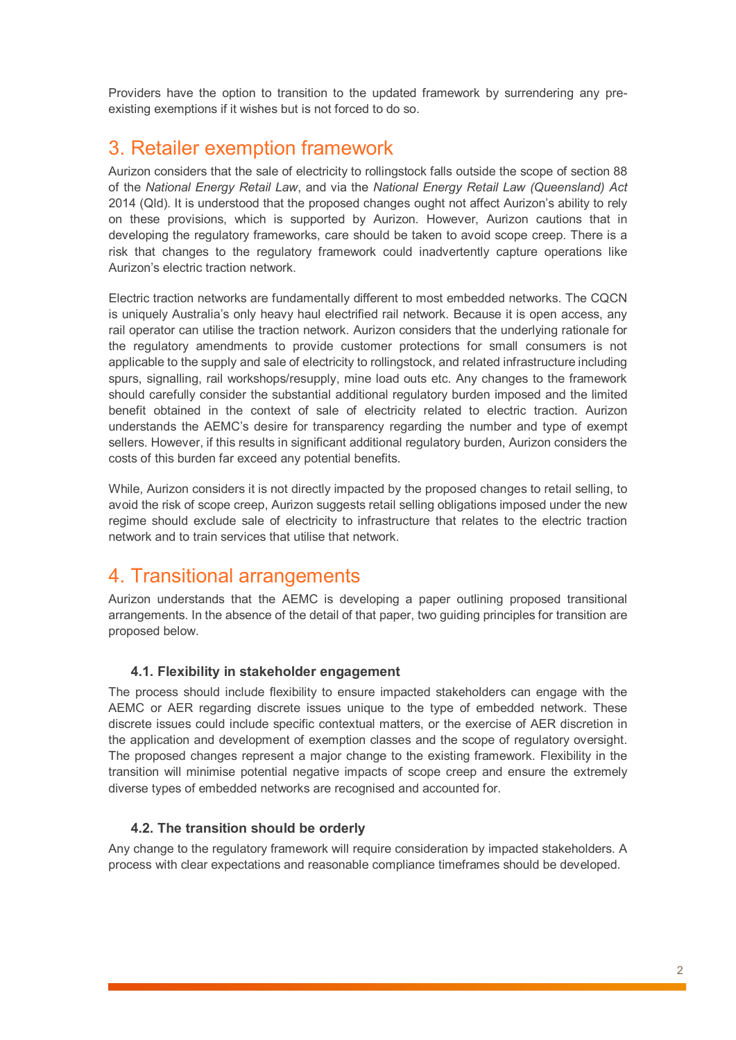Providers have the option to transition to the updated framework by surrendering any pre-existing exemptions if it wishes but is not forced to do so.

## 3. Retailer exemption framework

Aurizon considers that the sale of electricity to rollingstock falls outside the scope of section 88 of the *National Energy Retail Law*, and via the *National Energy Retail Law (Queensland) Act* 2014 (Qld). It is understood that the proposed changes ought not affect Aurizon's ability to rely on these provisions, which is supported by Aurizon. However, Aurizon cautions that in developing the regulatory frameworks, care should be taken to avoid scope creep. There is a risk that changes to the regulatory framework could inadvertently capture operations like Aurizon's electric traction network.

Electric traction networks are fundamentally different to most embedded networks. The CQCN is uniquely Australia's only heavy haul electrified rail network. Because it is open access, any rail operator can utilise the traction network. Aurizon considers that the underlying rationale for the regulatory amendments to provide customer protections for small consumers is not applicable to the supply and sale of electricity to rollingstock, and related infrastructure including spurs, signalling, rail workshops/resupply, mine load outs etc. Any changes to the framework should carefully consider the substantial additional regulatory burden imposed and the limited benefit obtained in the context of sale of electricity related to electric traction. Aurizon understands the AEMC's desire for transparency regarding the number and type of exempt sellers. However, if this results in significant additional regulatory burden, Aurizon considers the costs of this burden far exceed any potential benefits.

While, Aurizon considers it is not directly impacted by the proposed changes to retail selling, to avoid the risk of scope creep, Aurizon suggests retail selling obligations imposed under the new regime should exclude sale of electricity to infrastructure that relates to the electric traction network and to train services that utilise that network.

## 4. Transitional arrangements

Aurizon understands that the AEMC is developing a paper outlining proposed transitional arrangements. In the absence of the detail of that paper, two guiding principles for transition are proposed below.

### 4.1. Flexibility in stakeholder engagement

The process should include flexibility to ensure impacted stakeholders can engage with the AEMC or AER regarding discrete issues unique to the type of embedded network. These discrete issues could include specific contextual matters, or the exercise of AER discretion in the application and development of exemption classes and the scope of regulatory oversight. The proposed changes represent a major change to the existing framework. Flexibility in the transition will minimise potential negative impacts of scope creep and ensure the extremely diverse types of embedded networks are recognised and accounted for.

### 4.2. The transition should be orderly

Any change to the regulatory framework will require consideration by impacted stakeholders. A process with clear expectations and reasonable compliance timeframes should be developed.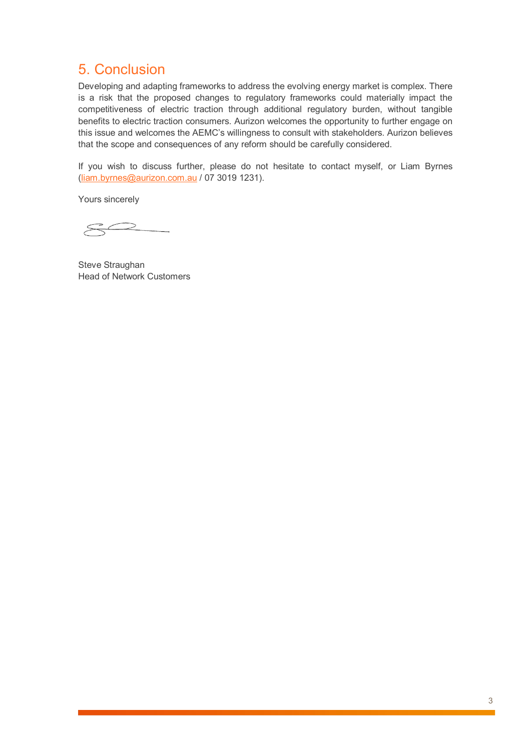## 5. Conclusion

Developing and adapting frameworks to address the evolving energy market is complex. There is a risk that the proposed changes to regulatory frameworks could materially impact the competitiveness of electric traction through additional regulatory burden, without tangible benefits to electric traction consumers. Aurizon welcomes the opportunity to further engage on this issue and welcomes the AEMC's willingness to consult with stakeholders. Aurizon believes that the scope and consequences of any reform should be carefully considered.

If you wish to discuss further, please do not hesitate to contact myself, or Liam Byrnes (liam.byrnes@aurizon.com.au / 07 3019 1231).

Yours sincerely

Steve Straughan
Head of Network Customers